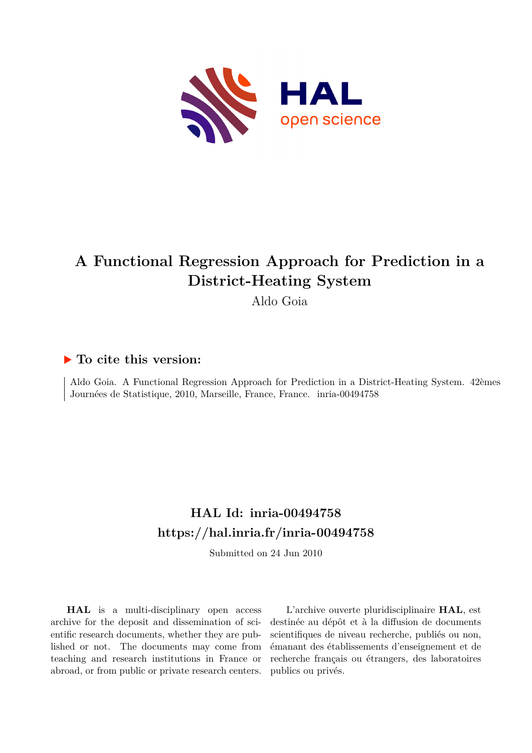# A Functional Regression Approach for Prediction in a District-Heating System

Aldo Goia

## ▶ To cite this version:

Aldo Goia. A Functional Regression Approach for Prediction in a District-Heating System. 42èmes Journées de Statistique, 2010, Marseille, France, France. inria-00494758

## HAL Id: inria-00494758

## https://hal.inria.fr/inria-00494758

Submitted on 24 Jun 2010

**HAL** is a multi-disciplinary open access archive for the deposit and dissemination of scientific research documents, whether they are published or not. The documents may come from teaching and research institutions in France or abroad, or from public or private research centers.

L'archive ouverte pluridisciplinaire **HAL**, est destinée au dépôt et à la diffusion de documents scientifiques de niveau recherche, publiés ou non, émanant des établissements d'enseignement et de recherche français ou étrangers, des laboratoires publics ou privés.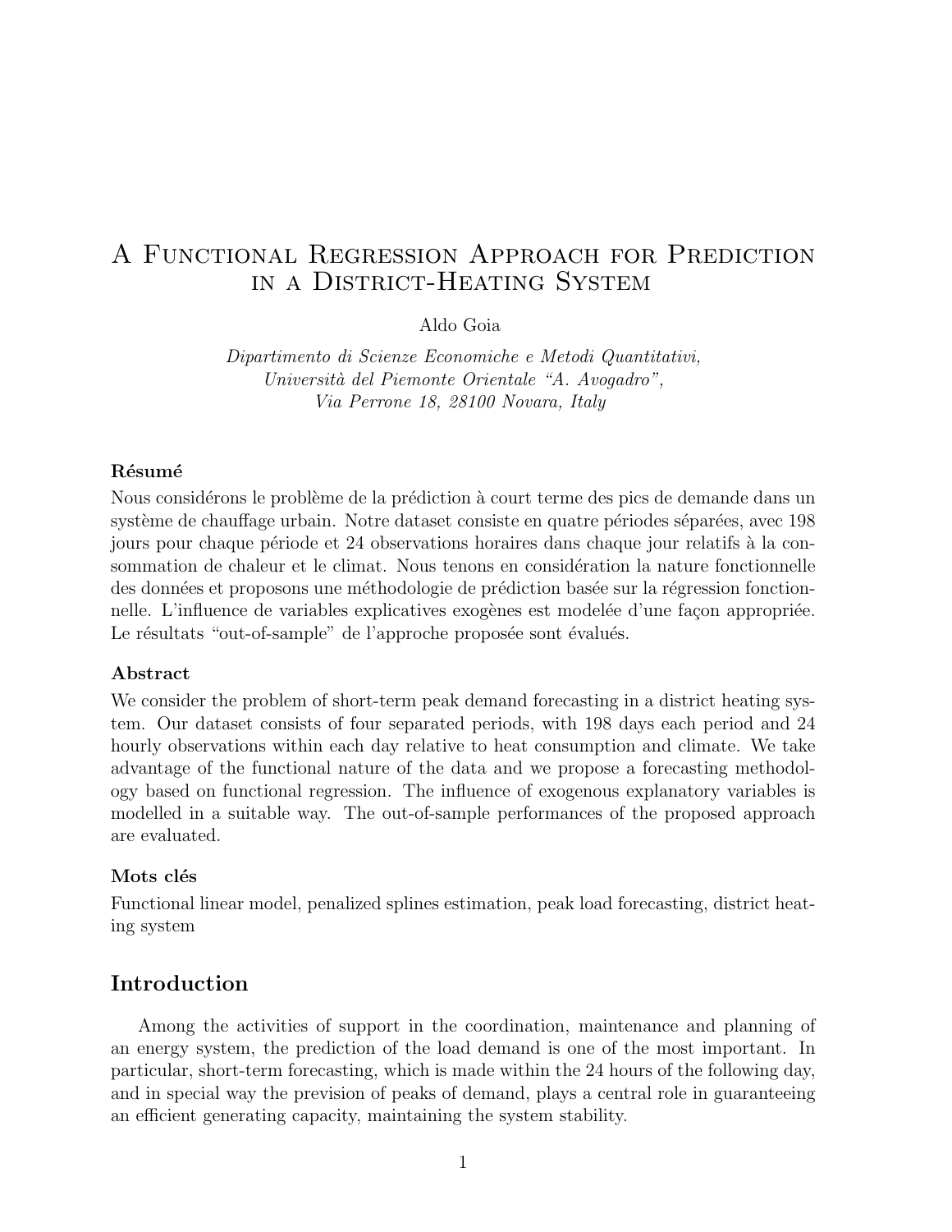# A Functional Regression Approach for Prediction in a District-Heating System

Aldo Goia

*Dipartimento di Scienze Economiche e Metodi Quantitativi,*
*Università del Piemonte Orientale "A. Avogadro",*
*Via Perrone 18, 28100 Novara, Italy*

### Résumé

Nous considérons le problème de la prédiction à court terme des pics de demande dans un système de chauffage urbain. Notre dataset consiste en quatre périodes séparées, avec 198 jours pour chaque période et 24 observations horaires dans chaque jour relatifs à la consommation de chaleur et le climat. Nous tenons en considération la nature fonctionnelle des données et proposons une méthodologie de prédiction basée sur la régression fonctionnelle. L'influence de variables explicatives exogènes est modelée d'une façon appropriée. Le résultats "out-of-sample" de l'approche proposée sont évalués.

### Abstract

We consider the problem of short-term peak demand forecasting in a district heating system. Our dataset consists of four separated periods, with 198 days each period and 24 hourly observations within each day relative to heat consumption and climate. We take advantage of the functional nature of the data and we propose a forecasting methodology based on functional regression. The influence of exogenous explanatory variables is modelled in a suitable way. The out-of-sample performances of the proposed approach are evaluated.

### Mots clés

Functional linear model, penalized splines estimation, peak load forecasting, district heating system

## Introduction

Among the activities of support in the coordination, maintenance and planning of an energy system, the prediction of the load demand is one of the most important. In particular, short-term forecasting, which is made within the 24 hours of the following day, and in special way the prevision of peaks of demand, plays a central role in guaranteeing an efficient generating capacity, maintaining the system stability.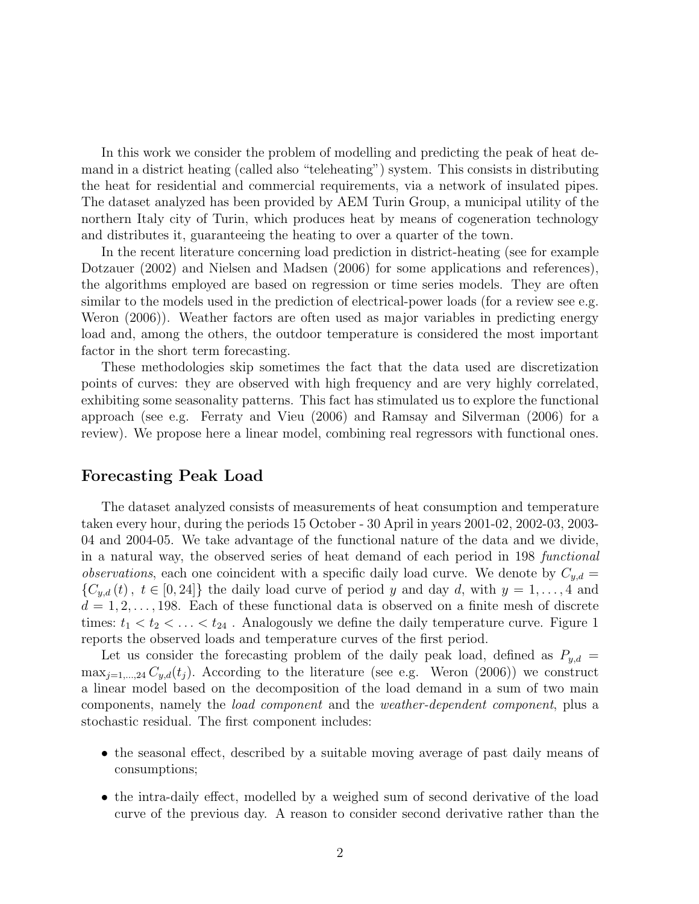In this work we consider the problem of modelling and predicting the peak of heat demand in a district heating (called also "teleheating") system. This consists in distributing the heat for residential and commercial requirements, via a network of insulated pipes. The dataset analyzed has been provided by AEM Turin Group, a municipal utility of the northern Italy city of Turin, which produces heat by means of cogeneration technology and distributes it, guaranteeing the heating to over a quarter of the town.

In the recent literature concerning load prediction in district-heating (see for example Dotzauer (2002) and Nielsen and Madsen (2006) for some applications and references), the algorithms employed are based on regression or time series models. They are often similar to the models used in the prediction of electrical-power loads (for a review see e.g. Weron (2006)). Weather factors are often used as major variables in predicting energy load and, among the others, the outdoor temperature is considered the most important factor in the short term forecasting.

These methodologies skip sometimes the fact that the data used are discretization points of curves: they are observed with high frequency and are very highly correlated, exhibiting some seasonality patterns. This fact has stimulated us to explore the functional approach (see e.g. Ferraty and Vieu (2006) and Ramsay and Silverman (2006) for a review). We propose here a linear model, combining real regressors with functional ones.

## Forecasting Peak Load

The dataset analyzed consists of measurements of heat consumption and temperature taken every hour, during the periods 15 October - 30 April in years 2001-02, 2002-03, 2003-04 and 2004-05. We take advantage of the functional nature of the data and we divide, in a natural way, the observed series of heat demand of each period in 198 *functional observations*, each one coincident with a specific daily load curve. We denote by $C_{y,d} = \{C_{y,d}(t),\ t \in [0, 24]\}$ the daily load curve of period $y$ and day $d$, with $y = 1, \ldots, 4$ and $d = 1, 2, \ldots, 198$. Each of these functional data is observed on a finite mesh of discrete times: $t_1 < t_2 < \ldots < t_{24}$ . Analogously we define the daily temperature curve. Figure 1 reports the observed loads and temperature curves of the first period.

Let us consider the forecasting problem of the daily peak load, defined as $P_{y,d} = \max_{j=1,\ldots,24} C_{y,d}(t_j)$. According to the literature (see e.g. Weron (2006)) we construct a linear model based on the decomposition of the load demand in a sum of two main components, namely the *load component* and the *weather-dependent component*, plus a stochastic residual. The first component includes:

- the seasonal effect, described by a suitable moving average of past daily means of consumptions;
- the intra-daily effect, modelled by a weighed sum of second derivative of the load curve of the previous day. A reason to consider second derivative rather than the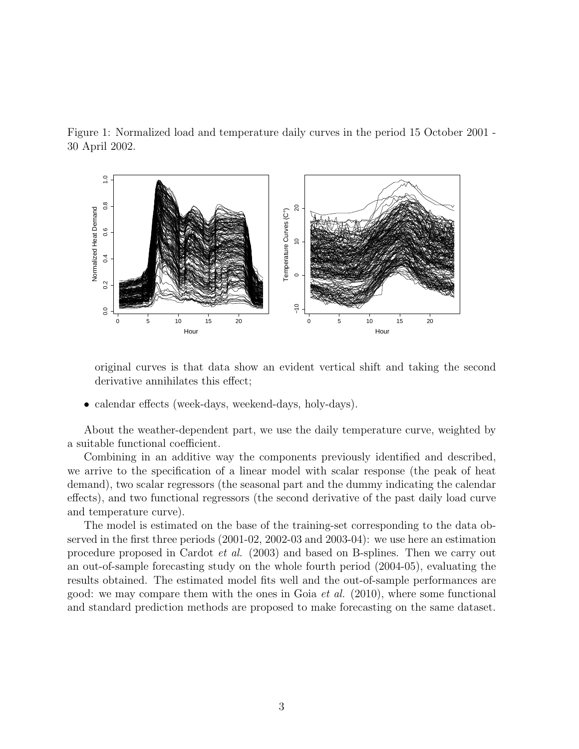Figure 1: Normalized load and temperature daily curves in the period 15 October 2001 - 30 April 2002.

original curves is that data show an evident vertical shift and taking the second derivative annihilates this effect;

- calendar effects (week-days, weekend-days, holy-days).

About the weather-dependent part, we use the daily temperature curve, weighted by a suitable functional coefficient.

Combining in an additive way the components previously identified and described, we arrive to the specification of a linear model with scalar response (the peak of heat demand), two scalar regressors (the seasonal part and the dummy indicating the calendar effects), and two functional regressors (the second derivative of the past daily load curve and temperature curve).

The model is estimated on the base of the training-set corresponding to the data observed in the first three periods (2001-02, 2002-03 and 2003-04): we use here an estimation procedure proposed in Cardot *et al.* (2003) and based on B-splines. Then we carry out an out-of-sample forecasting study on the whole fourth period (2004-05), evaluating the results obtained. The estimated model fits well and the out-of-sample performances are good: we may compare them with the ones in Goia *et al.* (2010), where some functional and standard prediction methods are proposed to make forecasting on the same dataset.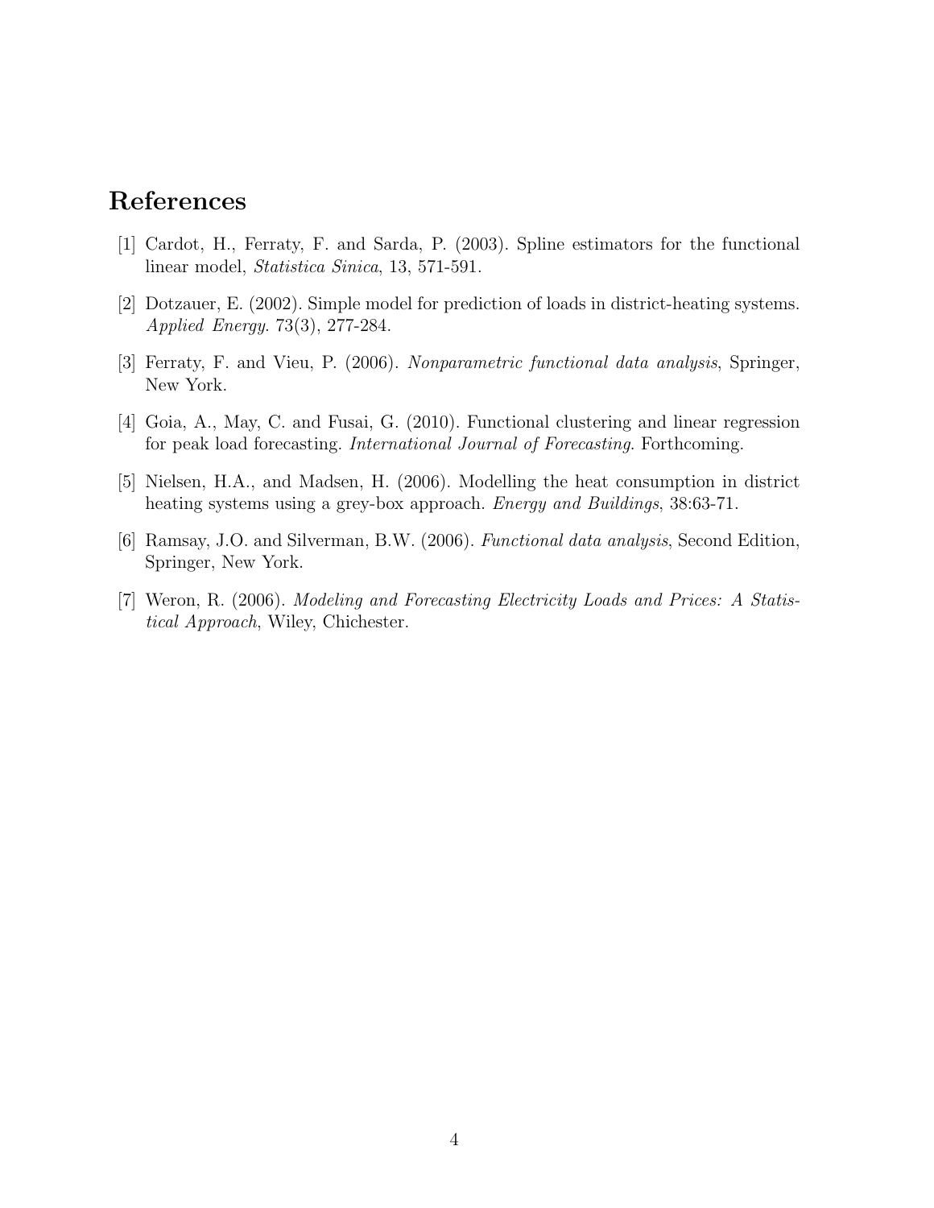## References

[1] Cardot, H., Ferraty, F. and Sarda, P. (2003). Spline estimators for the functional linear model, *Statistica Sinica*, 13, 571-591.

[2] Dotzauer, E. (2002). Simple model for prediction of loads in district-heating systems. *Applied Energy*. 73(3), 277-284.

[3] Ferraty, F. and Vieu, P. (2006). *Nonparametric functional data analysis*, Springer, New York.

[4] Goia, A., May, C. and Fusai, G. (2010). Functional clustering and linear regression for peak load forecasting. *International Journal of Forecasting*. Forthcoming.

[5] Nielsen, H.A., and Madsen, H. (2006). Modelling the heat consumption in district heating systems using a grey-box approach. *Energy and Buildings*, 38:63-71.

[6] Ramsay, J.O. and Silverman, B.W. (2006). *Functional data analysis*, Second Edition, Springer, New York.

[7] Weron, R. (2006). *Modeling and Forecasting Electricity Loads and Prices: A Statistical Approach*, Wiley, Chichester.